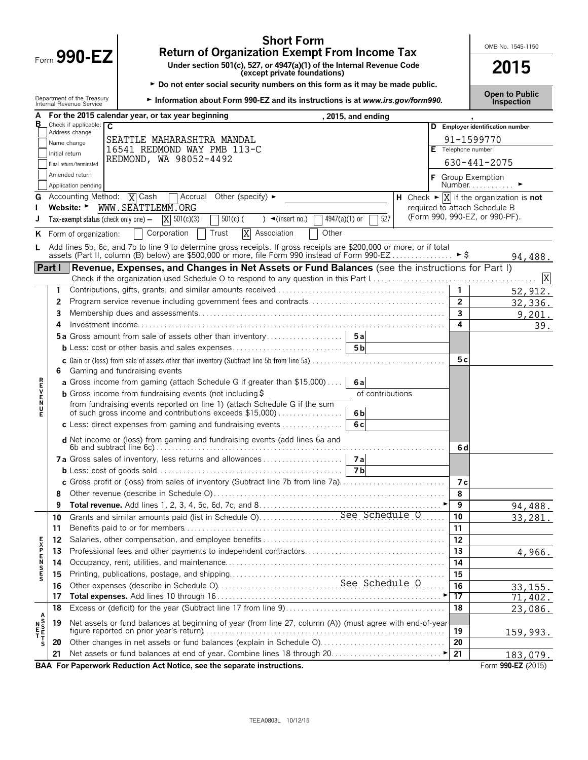# Form 990-EZ

## Short Form
## Return of Organization Exempt From Income Tax

**Under section 501(c), 527, or 4947(a)(1) of the Internal Revenue Code (except private foundations)**

► Do not enter social security numbers on this form as it may be made public.

► Information about Form 990-EZ and its instructions is at *www.irs.gov/form990.*

Department of the Treasury
Internal Revenue Service

OMB No. 1545-1150

**2015**

**Open to Public Inspection**

**A** For the 2015 calendar year, or tax year beginning , 2015, and ending ,

**B** Check if applicable:
- [ ] Address change
- [ ] Name change
- [ ] Initial return
- [ ] Final return/terminated
- [ ] Amended return
- [ ] Application pending

**C**
SEATTLE MAHARASHTRA MANDAL
16541 REDMOND WAY PMB 113-C
REDMOND, WA 98052-4492

**D Employer identification number**
91-1599770

**E** Telephone number
630-441-2075

**F** Group Exemption Number ►

**G** Accounting Method: [X] Cash [ ] Accrual Other (specify) ►

**H** Check ► [X] if the organization is **not** required to attach Schedule B (Form 990, 990-EZ, or 990-PF).

**I** Website: ► WWW.SEATTLEMM.ORG

**J** Tax-exempt status (check only one) — [X] 501(c)(3) [ ] 501(c) ( ) ◄(insert no.) [ ] 4947(a)(1) or [ ] 527

**K** Form of organization: [ ] Corporation [ ] Trust [X] Association [ ] Other

**L** Add lines 5b, 6c, and 7b to line 9 to determine gross receipts. If gross receipts are $200,000 or more, or if total assets (Part II, column (B) below) are $500,000 or more, file Form 990 instead of Form 990-EZ ► $ 94,488.

## Part I — Revenue, Expenses, and Changes in Net Assets or Fund Balances (see the instructions for Part I)

Check if the organization used Schedule O to respond to any question in this Part I [X]

| Section | Line | Description | Sub-line | Sub-amount | Line | Amount |
|---|---|---|---|---|---|---|
| REVENUE | 1 | Contributions, gifts, grants, and similar amounts received | | | 1 | 52,912. |
| | 2 | Program service revenue including government fees and contracts | | | 2 | 32,336. |
| | 3 | Membership dues and assessments | | | 3 | 9,201. |
| | 4 | Investment income | | | 4 | 39. |
| | 5a | Gross amount from sale of assets other than inventory | 5a | | | |
| | b | Less: cost or other basis and sales expenses | 5b | | | |
| | c | Gain or (loss) from sale of assets other than inventory (Subtract line 5b from line 5a) | | | 5c | |
| | 6 | Gaming and fundraising events | | | | |
| | a | Gross income from gaming (attach Schedule G if greater than $15,000) | 6a | | | |
| | b | Gross income from fundraising events (not including $ of contributions from fundraising events reported on line 1) (attach Schedule G if the sum of such gross income and contributions exceeds $15,000) | 6b | | | |
| | c | Less: direct expenses from gaming and fundraising events | 6c | | | |
| | d | Net income or (loss) from gaming and fundraising events (add lines 6a and 6b and subtract line 6c) | | | 6d | |
| | 7a | Gross sales of inventory, less returns and allowances | 7a | | | |
| | b | Less: cost of goods sold | 7b | | | |
| | c | Gross profit or (loss) from sales of inventory (Subtract line 7b from line 7a) | | | 7c | |
| | 8 | Other revenue (describe in Schedule O) | | | 8 | |
| | 9 | **Total revenue.** Add lines 1, 2, 3, 4, 5c, 6d, 7c, and 8 ► | | | 9 | 94,488. |
| EXPENSES | 10 | Grants and similar amounts paid (list in Schedule O) See Schedule O | | | 10 | 33,281. |
| | 11 | Benefits paid to or for members | | | 11 | |
| | 12 | Salaries, other compensation, and employee benefits | | | 12 | |
| | 13 | Professional fees and other payments to independent contractors | | | 13 | 4,966. |
| | 14 | Occupancy, rent, utilities, and maintenance | | | 14 | |
| | 15 | Printing, publications, postage, and shipping | | | 15 | |
| | 16 | Other expenses (describe in Schedule O) See Schedule O | | | 16 | 33,155. |
| | 17 | **Total expenses.** Add lines 10 through 16 ► | | | 17 | 71,402. |
| NET ASSETS | 18 | Excess or (deficit) for the year (Subtract line 17 from line 9) | | | 18 | 23,086. |
| | 19 | Net assets or fund balances at beginning of year (from line 27, column (A)) (must agree with end-of-year figure reported on prior year's return) | | | 19 | 159,993. |
| | 20 | Other changes in net assets or fund balances (explain in Schedule O) | | | 20 | |
| | 21 | Net assets or fund balances at end of year. Combine lines 18 through 20 ► | | | 21 | 183,079. |

**BAA For Paperwork Reduction Act Notice, see the separate instructions.**

Form **990-EZ** (2015)

TEEA0803L 10/12/15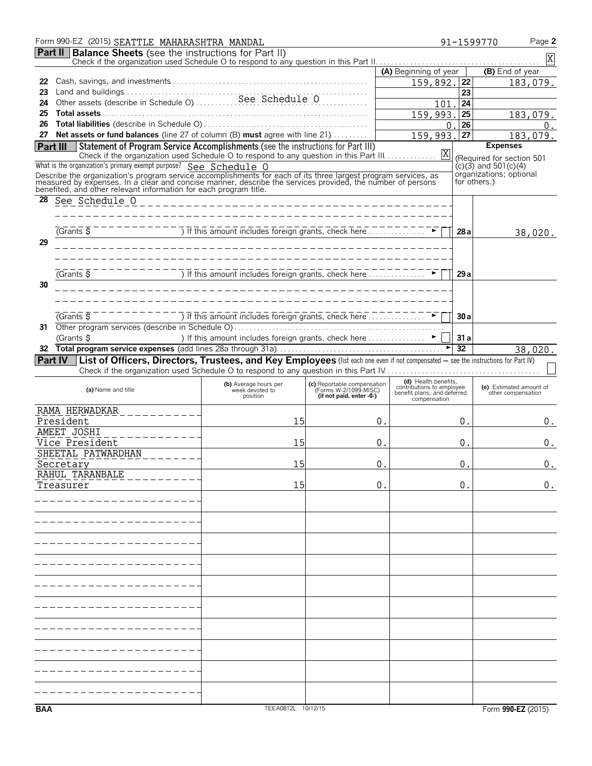Form 990-EZ (2015) SEATTLE MAHARASHTRA MANDAL 91-1599770

## Part II Balance Sheets (see the instructions for Part II)

Check if the organization used Schedule O to respond to any question in this Part II. X

| | | (A) Beginning of year | | (B) End of year |
|---|---|---|---|---|
| 22 | Cash, savings, and investments | 159,892. | 22 | 183,079. |
| 23 | Land and buildings | | 23 | |
| 24 | Other assets (describe in Schedule O) See Schedule O | 101. | 24 | |
| 25 | **Total assets** | 159,993. | 25 | 183,079. |
| 26 | **Total liabilities** (describe in Schedule O) | 0. | 26 | 0. |
| 27 | **Net assets or fund balances** (line 27 of column (B) **must** agree with line 21) | 159,993. | 27 | 183,079. |

## Part III Statement of Program Service Accomplishments (see the instructions for Part III)

Check if the organization used Schedule O to respond to any question in this Part III. X

What is the organization's primary exempt purpose? See Schedule O

Describe the organization's program service accomplishments for each of its three largest program services, as measured by expenses. In a clear and concise manner, describe the services provided, the number of persons benefited, and other relevant information for each program title.

**Expenses** (Required for section 501 (c)(3) and 501(c)(4) organizations; optional for others.)

| | | | |
|---|---|---|---|
| 28 | See Schedule O<br>(Grants $ ) If this amount includes foreign grants, check here | 28a | 38,020. |
| 29 | (Grants $ ) If this amount includes foreign grants, check here | 29a | |
| 30 | (Grants $ ) If this amount includes foreign grants, check here | 30a | |
| 31 | Other program services (describe in Schedule O)<br>(Grants $ ) If this amount includes foreign grants, check here | 31a | |
| 32 | **Total program service expenses** (add lines 28a through 31a) | 32 | 38,020. |

## Part IV List of Officers, Directors, Trustees, and Key Employees (list each one even if not compensated – see the instructions for Part IV)

Check if the organization used Schedule O to respond to any question in this Part IV.

| (a) Name and title | (b) Average hours per week devoted to position | (c) Reportable compensation (Forms W-2/1099-MISC) (if not paid, enter -0-) | (d) Health benefits, contributions to employee benefit plans, and deferred compensation | (e) Estimated amount of other compensation |
|---|---|---|---|---|
| RAMA HERWADKAR<br>President | 15 | 0. | 0. | 0. |
| AMEET JOSHI<br>Vice President | 15 | 0. | 0. | 0. |
| SHEETAL PATWARDHAN<br>Secretary | 15 | 0. | 0. | 0. |
| RAHUL TARANBALE<br>Treasurer | 15 | 0. | 0. | 0. |

BAA TEEA0812L 10/12/15 Form **990-EZ** (2015)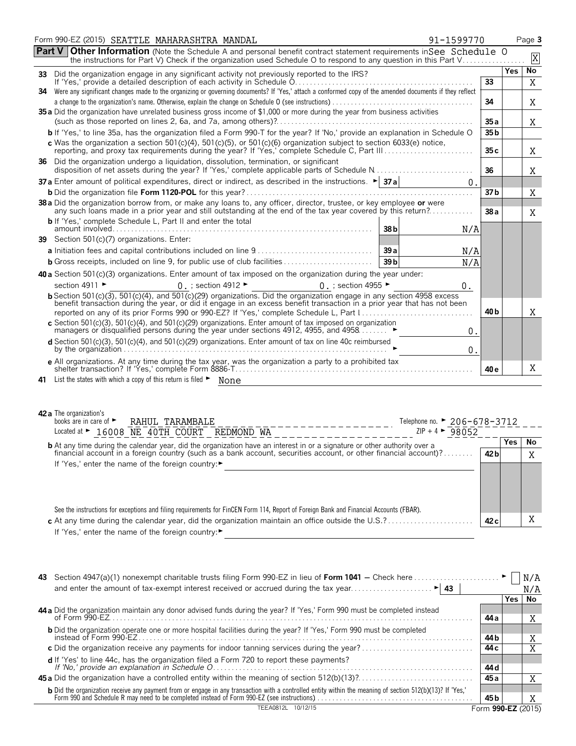Form 990-EZ (2015) SEATTLE MAHARASHTRA MANDAL 91-1599770 Page **3**

**Part V** **Other Information** (Note the Schedule A and personal benefit contract statement requirements in the instructions for Part V) Check if the organization used Schedule O to respond to any question in this Part V — See Schedule O [X]

| | | Line | Yes | No |
|---|---|---|---|---|
| **33** | Did the organization engage in any significant activity not previously reported to the IRS? If 'Yes,' provide a detailed description of each activity in Schedule O | 33 | | X |
| **34** | Were any significant changes made to the organizing or governing documents? If 'Yes,' attach a conformed copy of the amended documents if they reflect a change to the organization's name. Otherwise, explain the change on Schedule O (see instructions) | 34 | | X |
| **35a** | Did the organization have unrelated business gross income of $1,000 or more during the year from business activities (such as those reported on lines 2, 6a, and 7a, among others)? | 35a | | X |
| **b** | If 'Yes,' to line 35a, has the organization filed a Form 990-T for the year? If 'No,' provide an explanation in Schedule O | 35b | | |
| **c** | Was the organization a section 501(c)(4), 501(c)(5), or 501(c)(6) organization subject to section 6033(e) notice, reporting, and proxy tax requirements during the year? If 'Yes,' complete Schedule C, Part III | 35c | | X |
| **36** | Did the organization undergo a liquidation, dissolution, termination, or significant disposition of net assets during the year? If 'Yes,' complete applicable parts of Schedule N | 36 | | X |
| **37a** | Enter amount of political expenditures, direct or indirect, as described in the instructions. ► 37a: 0. | | | |
| **b** | Did the organization file **Form 1120-POL** for this year? | 37b | | X |
| **38a** | Did the organization borrow from, or make any loans to, any officer, director, trustee, or key employee **or** were any such loans made in a prior year and still outstanding at the end of the tax year covered by this return? | 38a | | X |
| **b** | If 'Yes,' complete Schedule L, Part II and enter the total amount involved — 38b: N/A | | | |
| **39** | Section 501(c)(7) organizations. Enter: | | | |
| **a** | Initiation fees and capital contributions included on line 9 — 39a: N/A | | | |
| **b** | Gross receipts, included on line 9, for public use of club facilities — 39b: N/A | | | |
| **40a** | Section 501(c)(3) organizations. Enter amount of tax imposed on the organization during the year under: section 4911 ► 0. ; section 4912 ► 0. ; section 4955 ► 0. | | | |
| **b** | Section 501(c)(3), 501(c)(4), and 501(c)(29) organizations. Did the organization engage in any section 4958 excess benefit transaction during the year, or did it engage in an excess benefit transaction in a prior year that has not been reported on any of its prior Forms 990 or 990-EZ? If 'Yes,' complete Schedule L, Part I | 40b | | X |
| **c** | Section 501(c)(3), 501(c)(4), and 501(c)(29) organizations. Enter amount of tax imposed on organization managers or disqualified persons during the year under sections 4912, 4955, and 4958 ► 0. | | | |
| **d** | Section 501(c)(3), 501(c)(4), and 501(c)(29) organizations. Enter amount of tax on line 40c reimbursed by the organization ► 0. | | | |
| **e** | All organizations. At any time during the tax year, was the organization a party to a prohibited tax shelter transaction? If 'Yes,' complete Form 8886-T | 40e | | X |

**41** List the states with which a copy of this return is filed ► None

**42a** The organization's books are in care of ► RAHUL TARAMBALE Telephone no. ► 206-678-3712
Located at ► 16008 NE 40TH COURT REDMOND WA ZIP + 4 ► 98052

| | | Line | Yes | No |
|---|---|---|---|---|
| **b** | At any time during the calendar year, did the organization have an interest in or a signature or other authority over a financial account in a foreign country (such as a bank account, securities account, or other financial account)? If 'Yes,' enter the name of the foreign country: ► | 42b | | X |
| | See the instructions for exceptions and filing requirements for FinCEN Form 114, Report of Foreign Bank and Financial Accounts (FBAR). | | | |
| **c** | At any time during the calendar year, did the organization maintain an office outside the U.S.? If 'Yes,' enter the name of the foreign country: ► | 42c | | X |

**43** Section 4947(a)(1) nonexempt charitable trusts filing Form 990-EZ in lieu of **Form 1041** — Check here ► [ ] N/A
and enter the amount of tax-exempt interest received or accrued during the tax year ► 43 N/A

| | | Line | Yes | No |
|---|---|---|---|---|
| **44a** | Did the organization maintain any donor advised funds during the year? If 'Yes,' Form 990 must be completed instead of Form 990-EZ | 44a | | X |
| **b** | Did the organization operate one or more hospital facilities during the year? If 'Yes,' Form 990 must be completed instead of Form 990-EZ | 44b | | X |
| **c** | Did the organization receive any payments for indoor tanning services during the year? | 44c | | X |
| **d** | If 'Yes' to line 44c, has the organization filed a Form 720 to report these payments? *If 'No,' provide an explanation in Schedule O* | 44d | | |
| **45a** | Did the organization have a controlled entity within the meaning of section 512(b)(13)? | 45a | | X |
| **b** | Did the organization receive any payment from or engage in any transaction with a controlled entity within the meaning of section 512(b)(13)? If 'Yes,' Form 990 and Schedule R may need to be completed instead of Form 990-EZ (see instructions) | 45b | | X |

TEEA0812L 10/12/15 Form **990-EZ** (2015)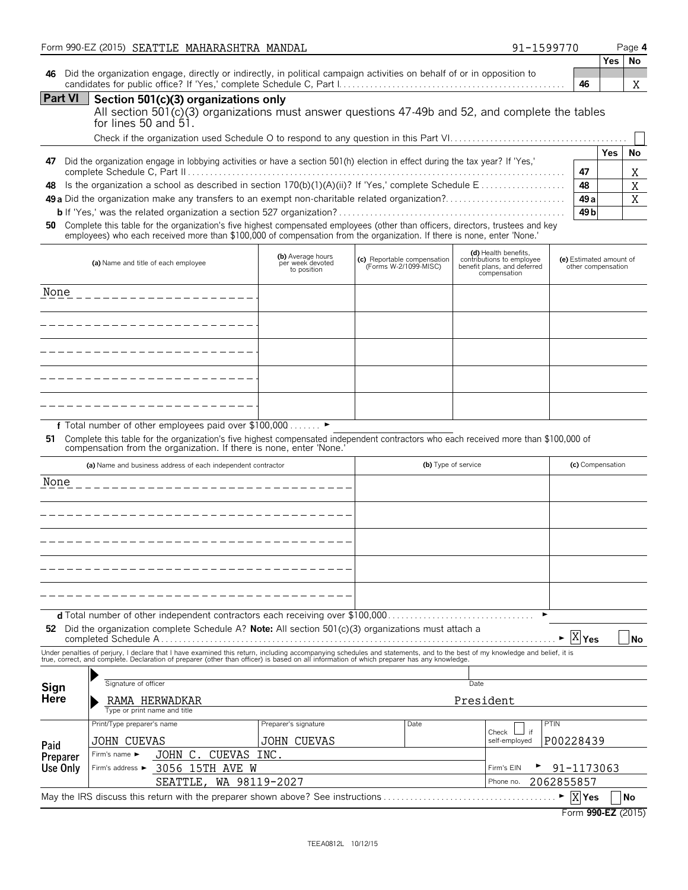Form 990-EZ (2015) SEALTTLE MAHARASHTRA MANDAL 91-1599770

| | | | Yes | No |
|---|---|---|---|---|
| **46** | Did the organization engage, directly or indirectly, in political campaign activities on behalf of or in opposition to candidates for public office? If 'Yes,' complete Schedule C, Part I | 46 | | X |

## Part VI Section 501(c)(3) organizations only

All section 501(c)(3) organizations must answer questions 47-49b and 52, and complete the tables for lines 50 and 51.

Check if the organization used Schedule O to respond to any question in this Part VI ☐

| | | | Yes | No |
|---|---|---|---|---|
| **47** | Did the organization engage in lobbying activities or have a section 501(h) election in effect during the tax year? If 'Yes,' complete Schedule C, Part II | 47 | | X |
| **48** | Is the organization a school as described in section 170(b)(1)(A)(ii)? If 'Yes,' complete Schedule E | 48 | | X |
| **49 a** | Did the organization make any transfers to an exempt non-charitable related organization? | 49 a | | X |
| **b** | If 'Yes,' was the related organization a section 527 organization? | 49 b | | |

**50** Complete this table for the organization's five highest compensated employees (other than officers, directors, trustees and key employees) who each received more than $100,000 of compensation from the organization. If there is none, enter 'None.'

| (a) Name and title of each employee | (b) Average hours per week devoted to position | (c) Reportable compensation (Forms W-2/1099-MISC) | (d) Health benefits, contributions to employee benefit plans, and deferred compensation | (e) Estimated amount of other compensation |
|---|---|---|---|---|
| None | | | | |
| | | | | |
| | | | | |
| | | | | |
| | | | | |

**f** Total number of other employees paid over $100,000 ►

**51** Complete this table for the organization's five highest compensated independent contractors who each received more than $100,000 of compensation from the organization. If there is none, enter 'None.'

| (a) Name and business address of each independent contractor | (b) Type of service | (c) Compensation |
|---|---|---|
| None | | |
| | | |
| | | |
| | | |
| | | |

**d** Total number of other independent contractors each receiving over $100,000 ►

**52** Did the organization complete Schedule A? **Note:** All section 501(c)(3) organizations must attach a completed Schedule A ► ☒ Yes ☐ No

Under penalties of perjury, I declare that I have examined this return, including accompanying schedules and statements, and to the best of my knowledge and belief, it is true, correct, and complete. Declaration of preparer (other than officer) is based on all information of which preparer has any knowledge.

**Sign Here**

Signature of officer | Date

RAMA HERWADKAR President

Type or print name and title

**Paid Preparer Use Only**

| Print/Type preparer's name | Preparer's signature | Date | Check ☐ if self-employed | PTIN |
|---|---|---|---|---|
| JOHN CUEVAS | JOHN CUEVAS | | | P00228439 |

Firm's name ► JOHN C. CUEVAS INC.

Firm's address ► 3056 15TH AVE W, SEATTLE, WA 98119-2027

Firm's EIN ► 91-1173063

Phone no. 2062855857

May the IRS discuss this return with the preparer shown above? See instructions ► ☒ Yes ☐ No

Form **990-EZ** (2015)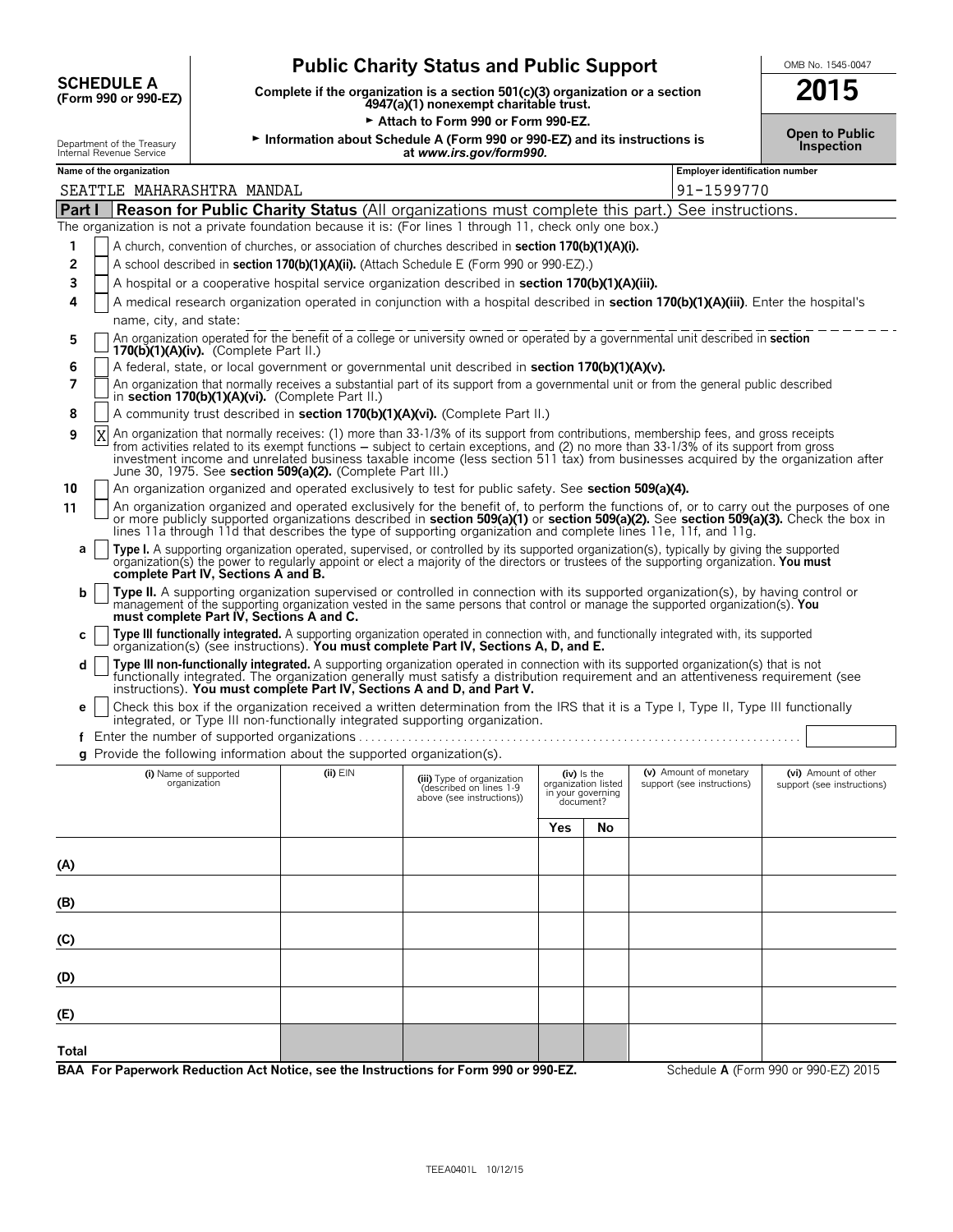**SCHEDULE A**
**(Form 990 or 990-EZ)**

Department of the Treasury
Internal Revenue Service

# Public Charity Status and Public Support

**Complete if the organization is a section 501(c)(3) organization or a section 4947(a)(1) nonexempt charitable trust.**

► **Attach to Form 990 or Form 990-EZ.**

► **Information about Schedule A (Form 990 or 990-EZ) and its instructions is at *www.irs.gov/form990*.**

OMB No. 1545-0047

**2015**

**Open to Public Inspection**

| Name of the organization | Employer identification number |
|---|---|
| SEATTLE MAHARASHTRA MANDAL | 91-1599770 |

## Part I Reason for Public Charity Status (All organizations must complete this part.) See instructions.

The organization is not a private foundation because it is: (For lines 1 through 11, check only one box.)

1. [ ] A church, convention of churches, or association of churches described in **section 170(b)(1)(A)(i).**
2. [ ] A school described in **section 170(b)(1)(A)(ii).** (Attach Schedule E (Form 990 or 990-EZ).)
3. [ ] A hospital or a cooperative hospital service organization described in **section 170(b)(1)(A)(iii).**
4. [ ] A medical research organization operated in conjunction with a hospital described in **section 170(b)(1)(A)(iii)**. Enter the hospital's name, city, and state:
5. [ ] An organization operated for the benefit of a college or university owned or operated by a governmental unit described in **section 170(b)(1)(A)(iv).** (Complete Part II.)
6. [ ] A federal, state, or local government or governmental unit described in **section 170(b)(1)(A)(v).**
7. [ ] An organization that normally receives a substantial part of its support from a governmental unit or from the general public described in **section 170(b)(1)(A)(vi).** (Complete Part II.)
8. [ ] A community trust described in **section 170(b)(1)(A)(vi).** (Complete Part II.)
9. [X] An organization that normally receives: (1) more than 33-1/3% of its support from contributions, membership fees, and gross receipts from activities related to its exempt functions – subject to certain exceptions, and (2) no more than 33-1/3% of its support from gross investment income and unrelated business taxable income (less section 511 tax) from businesses acquired by the organization after June 30, 1975. See **section 509(a)(2).** (Complete Part III.)
10. [ ] An organization organized and operated exclusively to test for public safety. See **section 509(a)(4).**
11. [ ] An organization organized and operated exclusively for the benefit of, to perform the functions of, or to carry out the purposes of one or more publicly supported organizations described in **section 509(a)(1)** or **section 509(a)(2).** See **section 509(a)(3).** Check the box in lines 11a through 11d that describes the type of supporting organization and complete lines 11e, 11f, and 11g.

   **a** [ ] **Type I.** A supporting organization operated, supervised, or controlled by its supported organization(s), typically by giving the supported organization(s) the power to regularly appoint or elect a majority of the directors or trustees of the supporting organization. **You must complete Part IV, Sections A and B.**

   **b** [ ] **Type II.** A supporting organization supervised or controlled in connection with its supported organization(s), by having control or management of the supporting organization vested in the same persons that control or manage the supported organization(s). **You must complete Part IV, Sections A and C.**

   **c** [ ] **Type III functionally integrated.** A supporting organization operated in connection with, and functionally integrated with, its supported organization(s) (see instructions). **You must complete Part IV, Sections A, D, and E.**

   **d** [ ] **Type III non-functionally integrated.** A supporting organization operated in connection with its supported organization(s) that is not functionally integrated. The organization generally must satisfy a distribution requirement and an attentiveness requirement (see instructions). **You must complete Part IV, Sections A and D, and Part V.**

   **e** [ ] Check this box if the organization received a written determination from the IRS that it is a Type I, Type II, Type III functionally integrated, or Type III non-functionally integrated supporting organization.

   **f** Enter the number of supported organizations

   **g** Provide the following information about the supported organization(s).

| (i) Name of supported organization | (ii) EIN | (iii) Type of organization (described on lines 1-9 above (see instructions)) | (iv) Is the organization listed in your governing document? | | (v) Amount of monetary support (see instructions) | (vi) Amount of other support (see instructions) |
|---|---|---|---|---|---|---|
| | | | Yes | No | | |
| (A) | | | | | | |
| (B) | | | | | | |
| (C) | | | | | | |
| (D) | | | | | | |
| (E) | | | | | | |
| Total | | | | | | |

**BAA For Paperwork Reduction Act Notice, see the Instructions for Form 990 or 990-EZ.** Schedule **A** (Form 990 or 990-EZ) 2015

TEEA0401L 10/12/15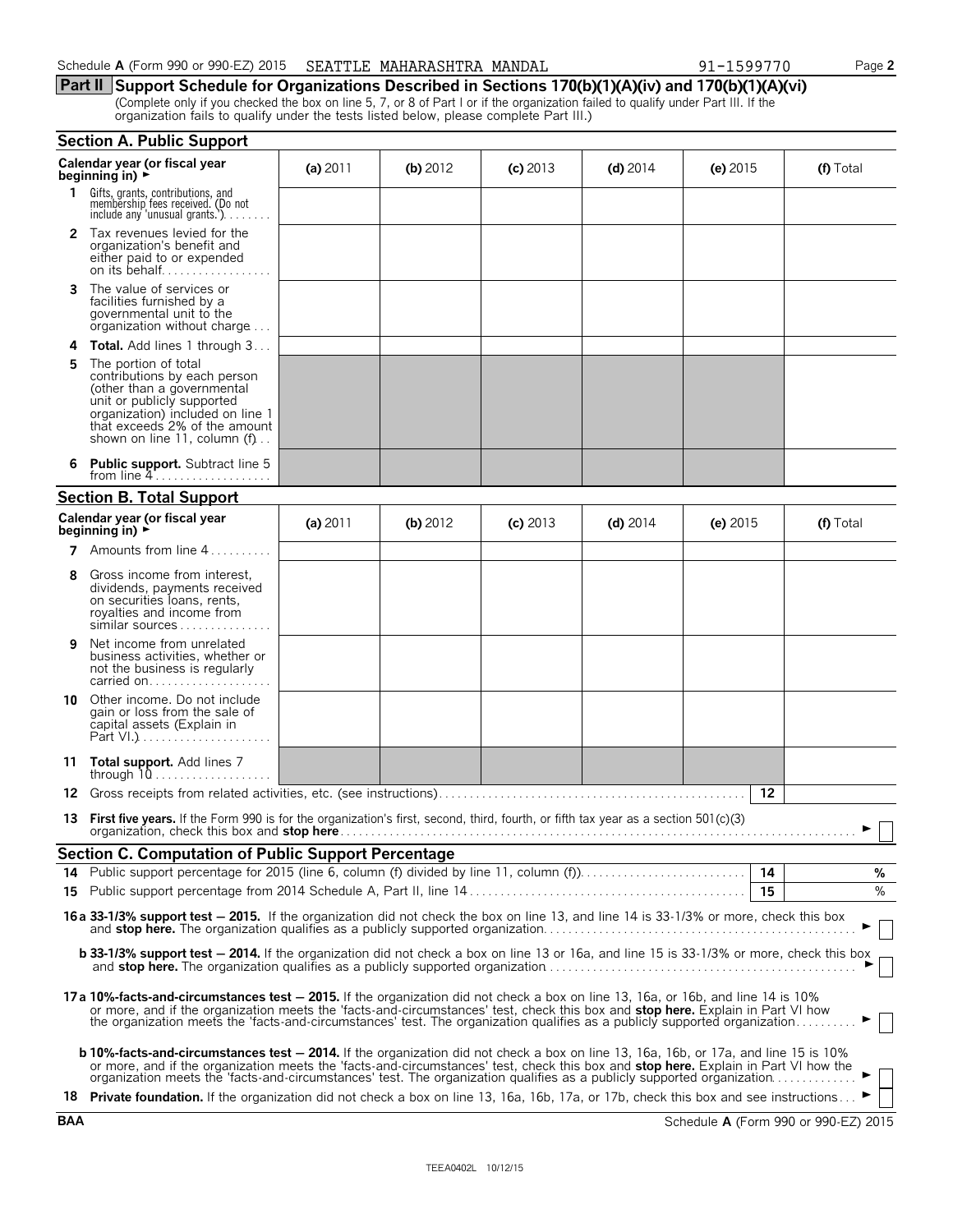Schedule A (Form 990 or 990-EZ) 2015 SEATTLE MAHARASHTRA MANDAL 91-1599770 Page 2

## Part II Support Schedule for Organizations Described in Sections 170(b)(1)(A)(iv) and 170(b)(1)(A)(vi)

(Complete only if you checked the box on line 5, 7, or 8 of Part I or if the organization failed to qualify under Part III. If the organization fails to qualify under the tests listed below, please complete Part III.)

### Section A. Public Support

| Calendar year (or fiscal year beginning in) ► | (a) 2011 | (b) 2012 | (c) 2013 | (d) 2014 | (e) 2015 | (f) Total |
|---|---|---|---|---|---|---|
| 1 Gifts, grants, contributions, and membership fees received. (Do not include any 'unusual grants.') | | | | | | |
| 2 Tax revenues levied for the organization's benefit and either paid to or expended on its behalf | | | | | | |
| 3 The value of services or facilities furnished by a governmental unit to the organization without charge | | | | | | |
| 4 **Total.** Add lines 1 through 3 | | | | | | |
| 5 The portion of total contributions by each person (other than a governmental unit or publicly supported organization) included on line 1 that exceeds 2% of the amount shown on line 11, column (f) | | | | | | |
| 6 **Public support.** Subtract line 5 from line 4 | | | | | | |

### Section B. Total Support

| Calendar year (or fiscal year beginning in) ► | (a) 2011 | (b) 2012 | (c) 2013 | (d) 2014 | (e) 2015 | (f) Total |
|---|---|---|---|---|---|---|
| 7 Amounts from line 4 | | | | | | |
| 8 Gross income from interest, dividends, payments received on securities loans, rents, royalties and income from similar sources | | | | | | |
| 9 Net income from unrelated business activities, whether or not the business is regularly carried on | | | | | | |
| 10 Other income. Do not include gain or loss from the sale of capital assets (Explain in Part VI.) | | | | | | |
| 11 **Total support.** Add lines 7 through 10 | | | | | | |

12 Gross receipts from related activities, etc. (see instructions) — 12

13 **First five years.** If the Form 990 is for the organization's first, second, third, fourth, or fifth tax year as a section 501(c)(3) organization, check this box and **stop here** ► ☐

### Section C. Computation of Public Support Percentage

14 Public support percentage for 2015 (line 6, column (f) divided by line 11, column (f)) — 14 — %

15 Public support percentage from 2014 Schedule A, Part II, line 14 — 15 — %

**16a 33-1/3% support test — 2015.** If the organization did not check the box on line 13, and line 14 is 33-1/3% or more, check this box and **stop here.** The organization qualifies as a publicly supported organization ► ☐

**b 33-1/3% support test — 2014.** If the organization did not check a box on line 13 or 16a, and line 15 is 33-1/3% or more, check this box and **stop here.** The organization qualifies as a publicly supported organization ► ☐

**17a 10%-facts-and-circumstances test — 2015.** If the organization did not check a box on line 13, 16a, or 16b, and line 14 is 10% or more, and if the organization meets the 'facts-and-circumstances' test, check this box and **stop here.** Explain in Part VI how the organization meets the 'facts-and-circumstances' test. The organization qualifies as a publicly supported organization ► ☐

**b 10%-facts-and-circumstances test — 2014.** If the organization did not check a box on line 13, 16a, 16b, or 17a, and line 15 is 10% or more, and if the organization meets the 'facts-and-circumstances' test, check this box and **stop here.** Explain in Part VI how the organization meets the 'facts-and-circumstances' test. The organization qualifies as a publicly supported organization ► ☐

**18 Private foundation.** If the organization did not check a box on line 13, 16a, 16b, 17a, or 17b, check this box and see instructions ► ☐

BAA Schedule A (Form 990 or 990-EZ) 2015

TEEA0402L 10/12/15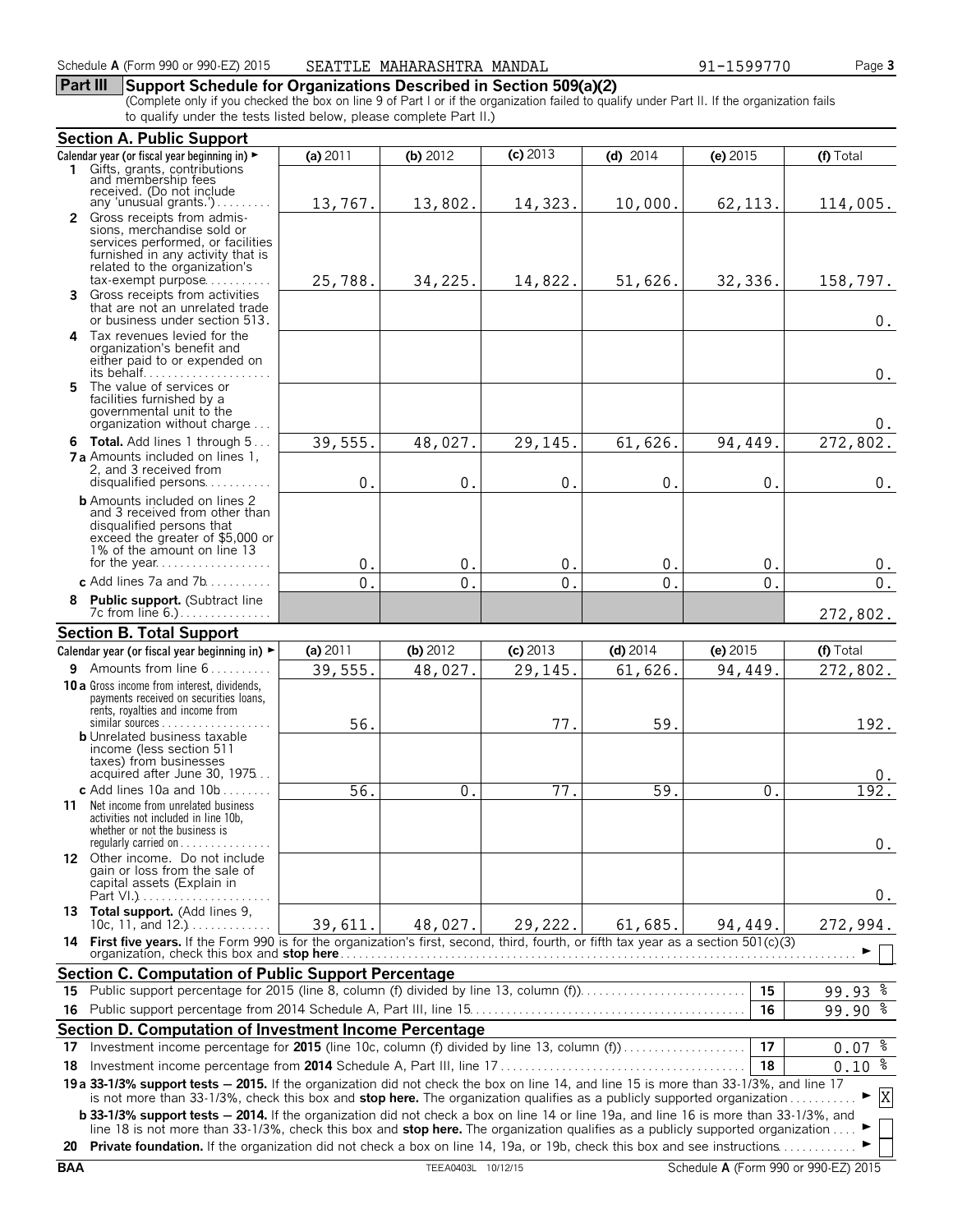Schedule **A** (Form 990 or 990-EZ) 2015 SEATTLE MAHARASHTRA MANDAL 91-1599770 Page **3**

## Part III Support Schedule for Organizations Described in Section 509(a)(2)

(Complete only if you checked the box on line 9 of Part I or if the organization failed to qualify under Part II. If the organization fails to qualify under the tests listed below, please complete Part II.)

### Section A. Public Support

| Calendar year (or fiscal year beginning in) ► | (a) 2011 | (b) 2012 | (c) 2013 | (d) 2014 | (e) 2015 | (f) Total |
|---|---|---|---|---|---|---|
| **1** Gifts, grants, contributions and membership fees received. (Do not include any 'unusual grants.') | 13,767. | 13,802. | 14,323. | 10,000. | 62,113. | 114,005. |
| **2** Gross receipts from admissions, merchandise sold or services performed, or facilities furnished in any activity that is related to the organization's tax-exempt purpose | 25,788. | 34,225. | 14,822. | 51,626. | 32,336. | 158,797. |
| **3** Gross receipts from activities that are not an unrelated trade or business under section 513 | | | | | | 0. |
| **4** Tax revenues levied for the organization's benefit and either paid to or expended on its behalf | | | | | | 0. |
| **5** The value of services or facilities furnished by a governmental unit to the organization without charge | | | | | | 0. |
| **6 Total.** Add lines 1 through 5 | 39,555. | 48,027. | 29,145. | 61,626. | 94,449. | 272,802. |
| **7a** Amounts included on lines 1, 2, and 3 received from disqualified persons | 0. | 0. | 0. | 0. | 0. | 0. |
| **b** Amounts included on lines 2 and 3 received from other than disqualified persons that exceed the greater of $5,000 or 1% of the amount on line 13 for the year | 0. | 0. | 0. | 0. | 0. | 0. |
| **c** Add lines 7a and 7b | 0. | 0. | 0. | 0. | 0. | 0. |
| **8 Public support.** (Subtract line 7c from line 6.) | | | | | | 272,802. |

### Section B. Total Support

| Calendar year (or fiscal year beginning in) ► | (a) 2011 | (b) 2012 | (c) 2013 | (d) 2014 | (e) 2015 | (f) Total |
|---|---|---|---|---|---|---|
| **9** Amounts from line 6 | 39,555. | 48,027. | 29,145. | 61,626. | 94,449. | 272,802. |
| **10a** Gross income from interest, dividends, payments received on securities loans, rents, royalties and income from similar sources | 56. | | 77. | 59. | | 192. |
| **b** Unrelated business taxable income (less section 511 taxes) from businesses acquired after June 30, 1975 | | | | | | 0. |
| **c** Add lines 10a and 10b | 56. | 0. | 77. | 59. | 0. | 192. |
| **11** Net income from unrelated business activities not included in line 10b, whether or not the business is regularly carried on | | | | | | 0. |
| **12** Other income. Do not include gain or loss from the sale of capital assets (Explain in Part VI.) | | | | | | 0. |
| **13 Total support.** (Add lines 9, 10c, 11, and 12.) | 39,611. | 48,027. | 29,222. | 61,685. | 94,449. | 272,994. |

**14 First five years.** If the Form 990 is for the organization's first, second, third, fourth, or fifth tax year as a section 501(c)(3) organization, check this box and **stop here** ► ☐

### Section C. Computation of Public Support Percentage

| | | | |
|---|---|---|---|
| **15** | Public support percentage for 2015 (line 8, column (f) divided by line 13, column (f)) | 15 | 99.93 % |
| **16** | Public support percentage from 2014 Schedule A, Part III, line 15 | 16 | 99.90 % |

### Section D. Computation of Investment Income Percentage

| | | | |
|---|---|---|---|
| **17** | Investment income percentage for **2015** (line 10c, column (f) divided by line 13, column (f)) | 17 | 0.07 % |
| **18** | Investment income percentage from **2014** Schedule A, Part III, line 17 | 18 | 0.10 % |

**19a 33-1/3% support tests — 2015.** If the organization did not check the box on line 14, and line 15 is more than 33-1/3%, and line 17 is not more than 33-1/3%, check this box and **stop here.** The organization qualifies as a publicly supported organization ► ☒

**b 33-1/3% support tests — 2014.** If the organization did not check a box on line 14 or line 19a, and line 16 is more than 33-1/3%, and line 18 is not more than 33-1/3%, check this box and **stop here.** The organization qualifies as a publicly supported organization ► ☐

**20 Private foundation.** If the organization did not check a box on line 14, 19a, or 19b, check this box and see instructions ► ☐

BAA TEEA0403L 10/12/15 Schedule **A** (Form 990 or 990-EZ) 2015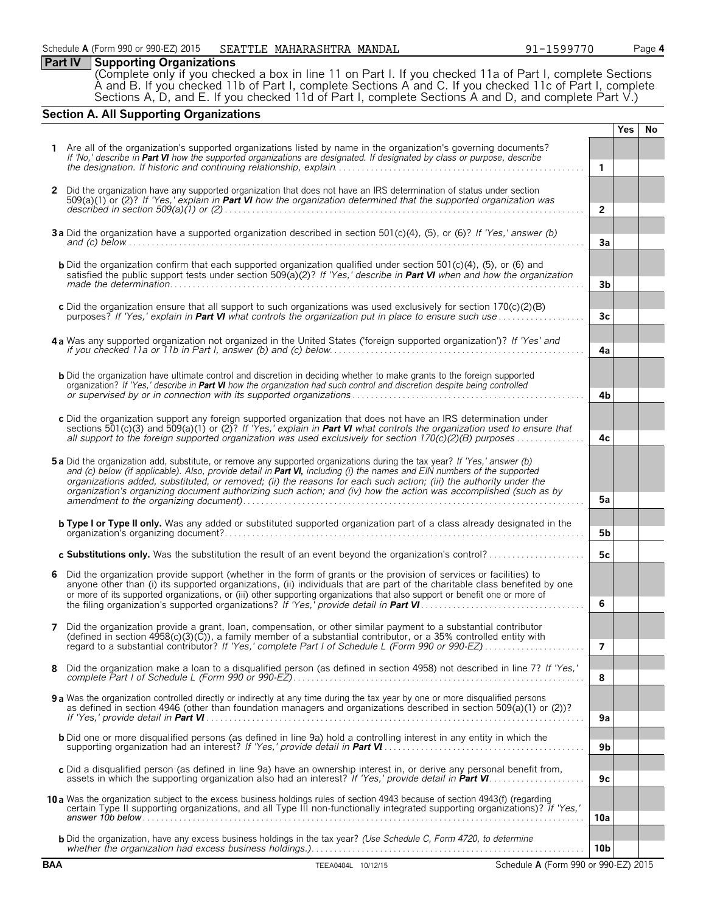Schedule **A** (Form 990 or 990-EZ) 2015 SEATTLE MAHARASHTRA MANDAL 91-1599770 Page **4**

## Part IV Supporting Organizations

(Complete only if you checked a box in line 11 on Part I. If you checked 11a of Part I, complete Sections A and B. If you checked 11b of Part I, complete Sections A and C. If you checked 11c of Part I, complete Sections A, D, and E. If you checked 11d of Part I, complete Sections A and D, and complete Part V.)

### Section A. All Supporting Organizations

| | | | Yes | No |
|---|---|---|---|---|
| **1** | Are all of the organization's supported organizations listed by name in the organization's governing documents? *If 'No,' describe in **Part VI** how the supported organizations are designated. If designated by class or purpose, describe the designation. If historic and continuing relationship, explain.* | 1 | | |
| **2** | Did the organization have any supported organization that does not have an IRS determination of status under section 509(a)(1) or (2)? *If 'Yes,' explain in **Part VI** how the organization determined that the supported organization was described in section 509(a)(1) or (2)* | 2 | | |
| **3a** | Did the organization have a supported organization described in section 501(c)(4), (5), or (6)? *If 'Yes,' answer (b) and (c) below.* | 3a | | |
| **b** | Did the organization confirm that each supported organization qualified under section 501(c)(4), (5), or (6) and satisfied the public support tests under section 509(a)(2)? *If 'Yes,' describe in **Part VI** when and how the organization made the determination.* | 3b | | |
| **c** | Did the organization ensure that all support to such organizations was used exclusively for section 170(c)(2)(B) purposes? *If 'Yes,' explain in **Part VI** what controls the organization put in place to ensure such use* | 3c | | |
| **4a** | Was any supported organization not organized in the United States ('foreign supported organization')? *If 'Yes' and if you checked 11a or 11b in Part I, answer (b) and (c) below.* | 4a | | |
| **b** | Did the organization have ultimate control and discretion in deciding whether to make grants to the foreign supported organization? *If 'Yes,' describe in **Part VI** how the organization had such control and discretion despite being controlled or supervised by or in connection with its supported organizations* | 4b | | |
| **c** | Did the organization support any foreign supported organization that does not have an IRS determination under sections 501(c)(3) and 509(a)(1) or (2)? *If 'Yes,' explain in **Part VI** what controls the organization used to ensure that all support to the foreign supported organization was used exclusively for section 170(c)(2)(B) purposes* | 4c | | |
| **5a** | Did the organization add, substitute, or remove any supported organizations during the tax year? *If 'Yes,' answer (b) and (c) below (if applicable). Also, provide detail in **Part VI,** including (i) the names and EIN numbers of the supported organizations added, substituted, or removed; (ii) the reasons for each such action; (iii) the authority under the organization's organizing document authorizing such action; and (iv) how the action was accomplished (such as by amendment to the organizing document)* | 5a | | |
| **b** | **Type I or Type II only.** Was any added or substituted supported organization part of a class already designated in the organization's organizing document? | 5b | | |
| **c** | **Substitutions only.** Was the substitution the result of an event beyond the organization's control? | 5c | | |
| **6** | Did the organization provide support (whether in the form of grants or the provision of services or facilities) to anyone other than (i) its supported organizations, (ii) individuals that are part of the charitable class benefited by one or more of its supported organizations, or (iii) other supporting organizations that also support or benefit one or more of the filing organization's supported organizations? *If 'Yes,' provide detail in **Part VI***. | 6 | | |
| **7** | Did the organization provide a grant, loan, compensation, or other similar payment to a substantial contributor (defined in section 4958(c)(3)(C)), a family member of a substantial contributor, or a 35% controlled entity with regard to a substantial contributor? *If 'Yes,' complete Part I of Schedule L (Form 990 or 990-EZ)* | 7 | | |
| **8** | Did the organization make a loan to a disqualified person (as defined in section 4958) not described in line 7? *If 'Yes,' complete Part I of Schedule L (Form 990 or 990-EZ)* | 8 | | |
| **9a** | Was the organization controlled directly or indirectly at any time during the tax year by one or more disqualified persons as defined in section 4946 (other than foundation managers and organizations described in section 509(a)(1) or (2))? *If 'Yes,' provide detail in **Part VI*** | 9a | | |
| **b** | Did one or more disqualified persons (as defined in line 9a) hold a controlling interest in any entity in which the supporting organization had an interest? *If 'Yes,' provide detail in **Part VI*** | 9b | | |
| **c** | Did a disqualified person (as defined in line 9a) have an ownership interest in, or derive any personal benefit from, assets in which the supporting organization also had an interest? *If 'Yes,' provide detail in **Part VI***. | 9c | | |
| **10a** | Was the organization subject to the excess business holdings rules of section 4943 because of section 4943(f) (regarding certain Type II supporting organizations, and all Type III non-functionally integrated supporting organizations)? *If 'Yes,' answer 10b below* | 10a | | |
| **b** | Did the organization have any excess business holdings in the tax year? *(Use Schedule C, Form 4720, to determine whether the organization had excess business holdings.)* | 10b | | |

**BAA** TEEA0404L 10/12/15 Schedule **A** (Form 990 or 990-EZ) 2015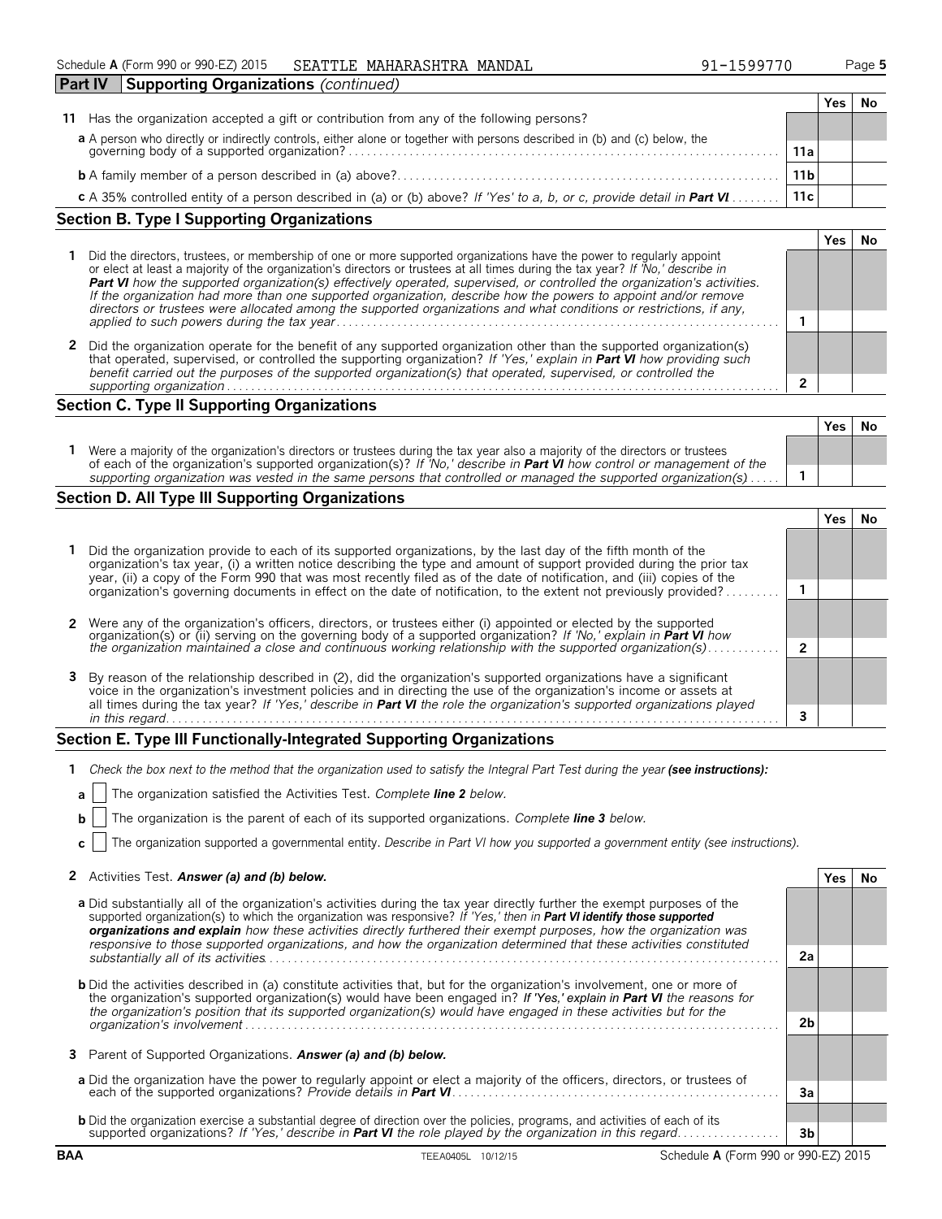Schedule A (Form 990 or 990-EZ) 2015 SEATTLE MAHARASHTRA MANDAL 91-1599770

## Part IV Supporting Organizations *(continued)*

| | | | Yes | No |
|---|---|---|---|---|
| **11** | Has the organization accepted a gift or contribution from any of the following persons? | | | |
| | **a** A person who directly or indirectly controls, either alone or together with persons described in (b) and (c) below, the governing body of a supported organization? | 11a | | |
| | **b** A family member of a person described in (a) above? | 11b | | |
| | **c** A 35% controlled entity of a person described in (a) or (b) above? *If 'Yes' to a, b, or c, provide detail in **Part VI*** | 11c | | |

### Section B. Type I Supporting Organizations

| | | | Yes | No |
|---|---|---|---|---|
| **1** | Did the directors, trustees, or membership of one or more supported organizations have the power to regularly appoint or elect at least a majority of the organization's directors or trustees at all times during the tax year? *If 'No,' describe in **Part VI** how the supported organization(s) effectively operated, supervised, or controlled the organization's activities. If the organization had more than one supported organization, describe how the powers to appoint and/or remove directors or trustees were allocated among the supported organizations and what conditions or restrictions, if any, applied to such powers during the tax year* | 1 | | |
| **2** | Did the organization operate for the benefit of any supported organization other than the supported organization(s) that operated, supervised, or controlled the supporting organization? *If 'Yes,' explain in **Part VI** how providing such benefit carried out the purposes of the supported organization(s) that operated, supervised, or controlled the supporting organization* | 2 | | |

### Section C. Type II Supporting Organizations

| | | | Yes | No |
|---|---|---|---|---|
| **1** | Were a majority of the organization's directors or trustees during the tax year also a majority of the directors or trustees of each of the organization's supported organization(s)? *If 'No,' describe in **Part VI** how control or management of the supporting organization was vested in the same persons that controlled or managed the supported organization(s)* | 1 | | |

### Section D. All Type III Supporting Organizations

| | | | Yes | No |
|---|---|---|---|---|
| **1** | Did the organization provide to each of its supported organizations, by the last day of the fifth month of the organization's tax year, (i) a written notice describing the type and amount of support provided during the prior tax year, (ii) a copy of the Form 990 that was most recently filed as of the date of notification, and (iii) copies of the organization's governing documents in effect on the date of notification, to the extent not previously provided? | 1 | | |
| **2** | Were any of the organization's officers, directors, or trustees either (i) appointed or elected by the supported organization(s) or (ii) serving on the governing body of a supported organization? *If 'No,' explain in **Part VI** how the organization maintained a close and continuous working relationship with the supported organization(s)* | 2 | | |
| **3** | By reason of the relationship described in (2), did the organization's supported organizations have a significant voice in the organization's investment policies and in directing the use of the organization's income or assets at all times during the tax year? *If 'Yes,' describe in **Part VI** the role the organization's supported organizations played in this regard* | 3 | | |

### Section E. Type III Functionally-Integrated Supporting Organizations

**1** *Check the box next to the method that the organization used to satisfy the Integral Part Test during the year **(see instructions):***

**a** ☐ The organization satisfied the Activities Test. *Complete **line 2** below.*

**b** ☐ The organization is the parent of each of its supported organizations. *Complete **line 3** below.*

**c** ☐ The organization supported a governmental entity. *Describe in Part VI how you supported a government entity (see instructions).*

| | | | Yes | No |
|---|---|---|---|---|
| **2** | Activities Test. ***Answer (a) and (b) below.*** | | | |
| | **a** Did substantially all of the organization's activities during the tax year directly further the exempt purposes of the supported organization(s) to which the organization was responsive? *If 'Yes,' then in **Part VI identify those supported organizations and explain** how these activities directly furthered their exempt purposes, how the organization was responsive to those supported organizations, and how the organization determined that these activities constituted substantially all of its activities.* | 2a | | |
| | **b** Did the activities described in (a) constitute activities that, but for the organization's involvement, one or more of the organization's supported organization(s) would have been engaged in? ***If 'Yes,' explain in Part VI** the reasons for the organization's position that its supported organization(s) would have engaged in these activities but for the organization's involvement* | 2b | | |
| **3** | Parent of Supported Organizations. ***Answer (a) and (b) below.*** | | | |
| | **a** Did the organization have the power to regularly appoint or elect a majority of the officers, directors, or trustees of each of the supported organizations? *Provide details in **Part VI*** | 3a | | |
| | **b** Did the organization exercise a substantial degree of direction over the policies, programs, and activities of each of its supported organizations? *If 'Yes,' describe in **Part VI** the role played by the organization in this regard* | 3b | | |

BAA TEEA0405L 10/12/15 Schedule A (Form 990 or 990-EZ) 2015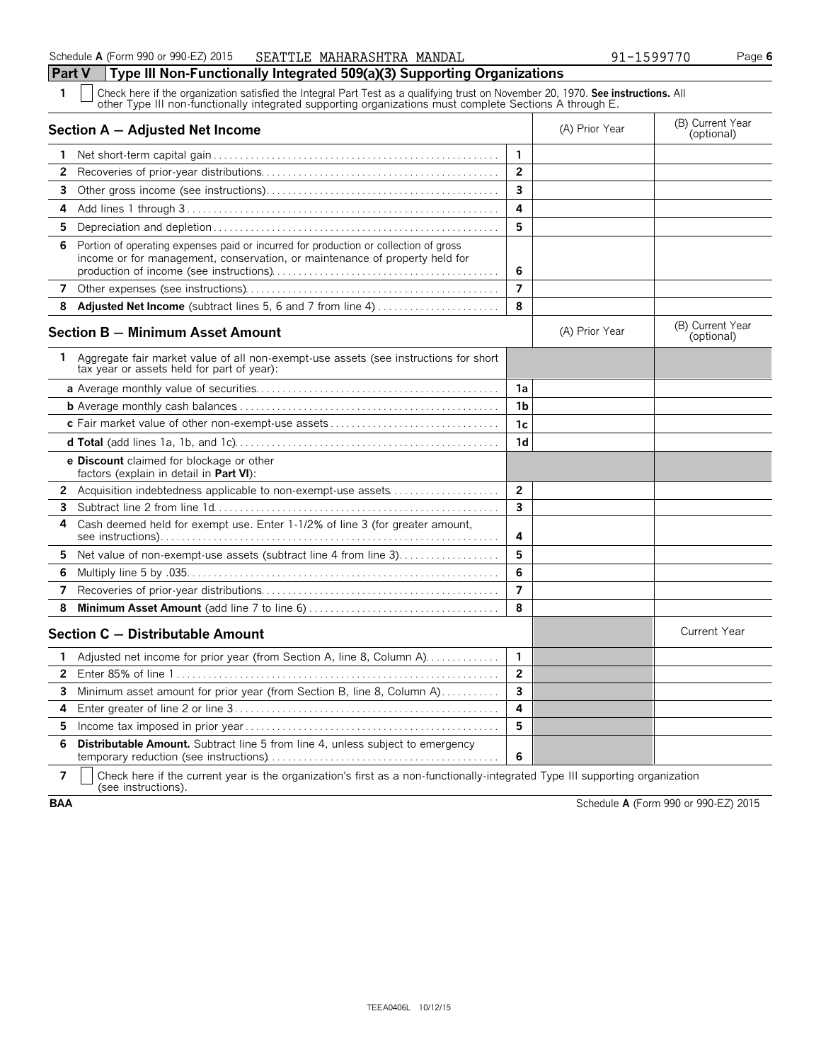Schedule A (Form 990 or 990-EZ) 2015 SEATTLE MAHARASHTRA MANDAL 91-1599770 Page 6

## Part V Type III Non-Functionally Integrated 509(a)(3) Supporting Organizations

1 ☐ Check here if the organization satisfied the Integral Part Test as a qualifying trust on November 20, 1970. **See instructions.** All other Type III non-functionally integrated supporting organizations must complete Sections A through E.

| **Section A — Adjusted Net Income** | | (A) Prior Year | (B) Current Year (optional) |
|---|---|---|---|
| 1 Net short-term capital gain | 1 | | |
| 2 Recoveries of prior-year distributions | 2 | | |
| 3 Other gross income (see instructions) | 3 | | |
| 4 Add lines 1 through 3 | 4 | | |
| 5 Depreciation and depletion | 5 | | |
| 6 Portion of operating expenses paid or incurred for production or collection of gross income or for management, conservation, or maintenance of property held for production of income (see instructions) | 6 | | |
| 7 Other expenses (see instructions) | 7 | | |
| 8 **Adjusted Net Income** (subtract lines 5, 6 and 7 from line 4) | 8 | | |

| **Section B — Minimum Asset Amount** | | (A) Prior Year | (B) Current Year (optional) |
|---|---|---|---|
| 1 Aggregate fair market value of all non-exempt-use assets (see instructions for short tax year or assets held for part of year): | | | |
| **a** Average monthly value of securities | 1a | | |
| **b** Average monthly cash balances | 1b | | |
| **c** Fair market value of other non-exempt-use assets | 1c | | |
| **d Total** (add lines 1a, 1b, and 1c) | 1d | | |
| **e Discount** claimed for blockage or other factors (explain in detail in **Part VI**): | | | |
| 2 Acquisition indebtedness applicable to non-exempt-use assets | 2 | | |
| 3 Subtract line 2 from line 1d | 3 | | |
| 4 Cash deemed held for exempt use. Enter 1-1/2% of line 3 (for greater amount, see instructions) | 4 | | |
| 5 Net value of non-exempt-use assets (subtract line 4 from line 3) | 5 | | |
| 6 Multiply line 5 by .035 | 6 | | |
| 7 Recoveries of prior-year distributions | 7 | | |
| 8 **Minimum Asset Amount** (add line 7 to line 6) | 8 | | |

| **Section C — Distributable Amount** | | | Current Year |
|---|---|---|---|
| 1 Adjusted net income for prior year (from Section A, line 8, Column A) | 1 | | |
| 2 Enter 85% of line 1 | 2 | | |
| 3 Minimum asset amount for prior year (from Section B, line 8, Column A) | 3 | | |
| 4 Enter greater of line 2 or line 3 | 4 | | |
| 5 Income tax imposed in prior year | 5 | | |
| 6 **Distributable Amount.** Subtract line 5 from line 4, unless subject to emergency temporary reduction (see instructions) | 6 | | |

7 ☐ Check here if the current year is the organization's first as a non-functionally-integrated Type III supporting organization (see instructions).

BAA Schedule A (Form 990 or 990-EZ) 2015

TEEA0406L 10/12/15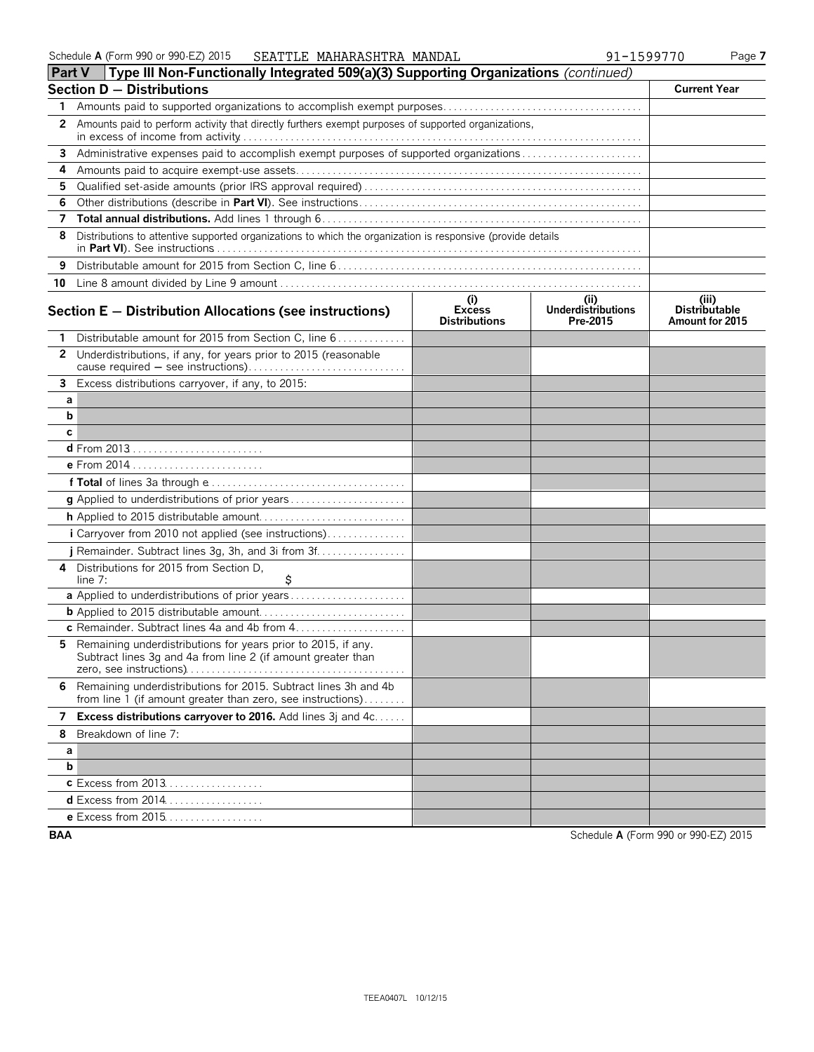## Part V Type III Non-Functionally Integrated 509(a)(3) Supporting Organizations *(continued)*

### Section D — Distributions

| | | Current Year |
|---|---|---|
| 1 | Amounts paid to supported organizations to accomplish exempt purposes | |
| 2 | Amounts paid to perform activity that directly furthers exempt purposes of supported organizations, in excess of income from activity | |
| 3 | Administrative expenses paid to accomplish exempt purposes of supported organizations | |
| 4 | Amounts paid to acquire exempt-use assets | |
| 5 | Qualified set-aside amounts (prior IRS approval required) | |
| 6 | Other distributions (describe in **Part VI**). See instructions | |
| 7 | **Total annual distributions.** Add lines 1 through 6 | |
| 8 | Distributions to attentive supported organizations to which the organization is responsive (provide details in **Part VI**). See instructions | |
| 9 | Distributable amount for 2015 from Section C, line 6 | |
| 10 | Line 8 amount divided by Line 9 amount | |

### Section E — Distribution Allocations (see instructions)

| | | (i) Excess Distributions | (ii) Underdistributions Pre-2015 | (iii) Distributable Amount for 2015 |
|---|---|---|---|---|
| 1 | Distributable amount for 2015 from Section C, line 6 | | | |
| 2 | Underdistributions, if any, for years prior to 2015 (reasonable cause required — see instructions) | | | |
| 3 | Excess distributions carryover, if any, to 2015: | | | |
| a | | | | |
| b | | | | |
| c | | | | |
| | **d** From 2013 | | | |
| | **e** From 2014 | | | |
| | **f Total** of lines 3a through e | | | |
| | **g** Applied to underdistributions of prior years | | | |
| | **h** Applied to 2015 distributable amount | | | |
| | **i** Carryover from 2010 not applied (see instructions) | | | |
| | **j** Remainder. Subtract lines 3g, 3h, and 3i from 3f | | | |
| 4 | Distributions for 2015 from Section D, line 7: $ | | | |
| | **a** Applied to underdistributions of prior years | | | |
| | **b** Applied to 2015 distributable amount | | | |
| | **c** Remainder. Subtract lines 4a and 4b from 4 | | | |
| 5 | Remaining underdistributions for years prior to 2015, if any. Subtract lines 3g and 4a from line 2 (if amount greater than zero, see instructions) | | | |
| 6 | Remaining underdistributions for 2015. Subtract lines 3h and 4b from line 1 (if amount greater than zero, see instructions) | | | |
| 7 | **Excess distributions carryover to 2016.** Add lines 3j and 4c | | | |
| 8 | Breakdown of line 7: | | | |
| a | | | | |
| b | | | | |
| | **c** Excess from 2013 | | | |
| | **d** Excess from 2014 | | | |
| | **e** Excess from 2015 | | | |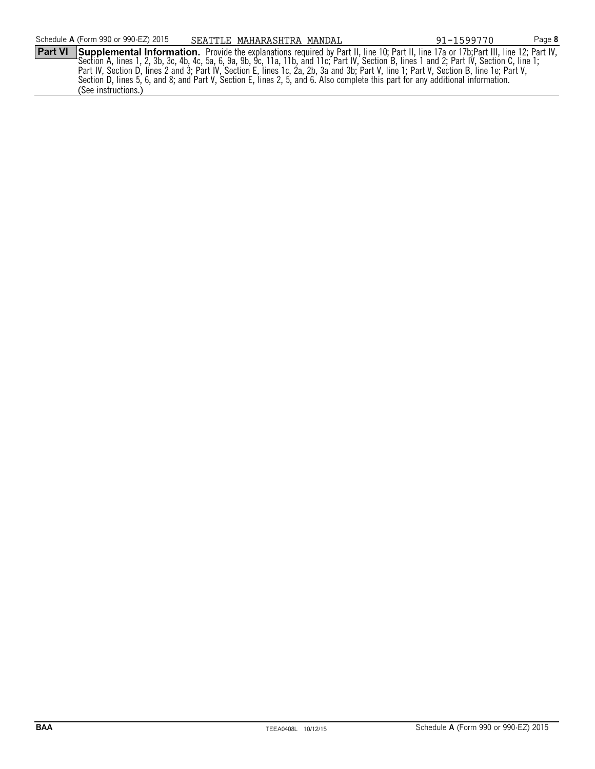**Part VI** **Supplemental Information.** Provide the explanations required by Part II, line 10; Part II, line 17a or 17b;Part III, line 12; Part IV, Section A, lines 1, 2, 3b, 3c, 4b, 4c, 5a, 6, 9a, 9b, 9c, 11a, 11b, and 11c; Part IV, Section B, lines 1 and 2; Part IV, Section C, line 1; Part IV, Section D, lines 2 and 3; Part IV, Section E, lines 1c, 2a, 2b, 3a and 3b; Part V, line 1; Part V, Section B, line 1e; Part V, Section D, lines 5, 6, and 8; and Part V, Section E, lines 2, 5, and 6. Also complete this part for any additional information. (See instructions.)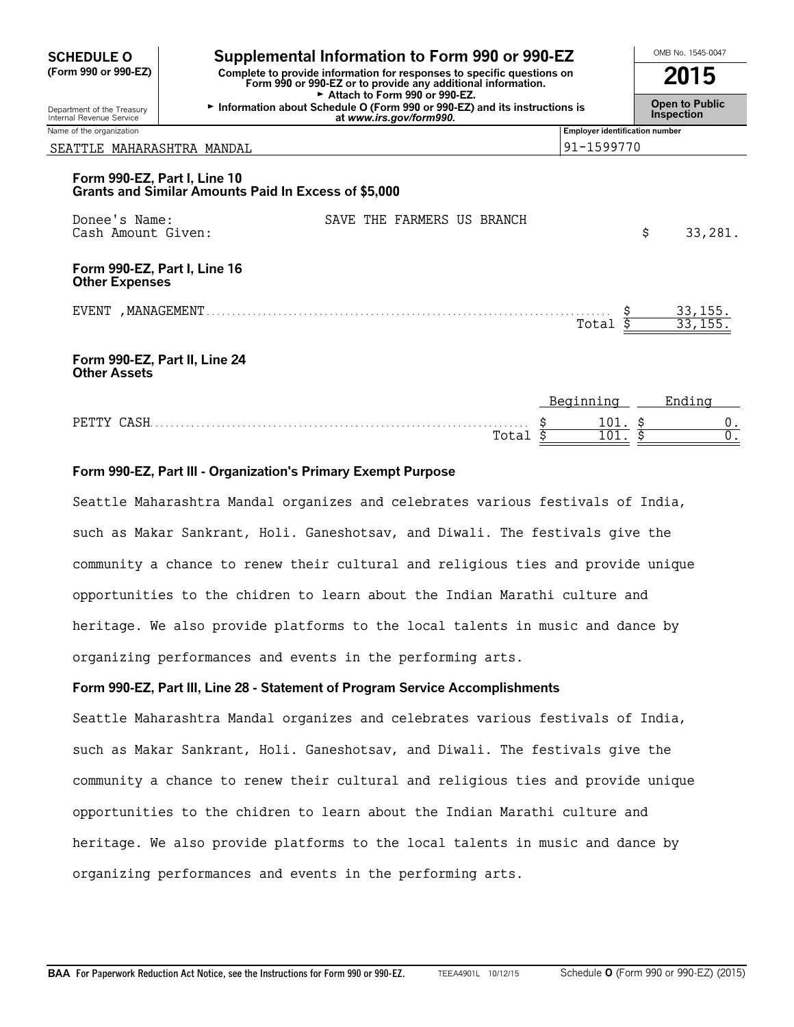# SCHEDULE O (Form 990 or 990-EZ)

## Supplemental Information to Form 990 or 990-EZ

**Complete to provide information for responses to specific questions on Form 990 or 990-EZ or to provide any additional information.**
► Attach to Form 990 or 990-EZ.
► Information about Schedule O (Form 990 or 990-EZ) and its instructions is at *www.irs.gov/form990.*

OMB No. 1545-0047

**2015**

**Open to Public Inspection**

Department of the Treasury
Internal Revenue Service

| Name of the organization | Employer identification number |
|---|---|
| SEATTLE MAHARASHTRA MANDAL | 91-1599770 |

### Form 990-EZ, Part I, Line 10
### Grants and Similar Amounts Paid In Excess of $5,000

| | | |
|---|---|---|
| Donee's Name: | SAVE THE FARMERS US BRANCH | |
| Cash Amount Given: | | $ 33,281. |

### Form 990-EZ, Part I, Line 16
### Other Expenses

| | |
|---|---|
| EVENT ,MANAGEMENT | $ 33,155. |
| Total | $ 33,155. |

### Form 990-EZ, Part II, Line 24
### Other Assets

| | Beginning | Ending |
|---|---|---|
| PETTY CASH | $ 101. | $ 0. |
| Total | $ 101. | $ 0. |

### Form 990-EZ, Part III - Organization's Primary Exempt Purpose

Seattle Maharashtra Mandal organizes and celebrates various festivals of India, such as Makar Sankrant, Holi. Ganeshotsav, and Diwali. The festivals give the community a chance to renew their cultural and religious ties and provide unique opportunities to the chidren to learn about the Indian Marathi culture and heritage. We also provide platforms to the local talents in music and dance by organizing performances and events in the performing arts.

### Form 990-EZ, Part III, Line 28 - Statement of Program Service Accomplishments

Seattle Maharashtra Mandal organizes and celebrates various festivals of India, such as Makar Sankrant, Holi. Ganeshotsav, and Diwali. The festivals give the community a chance to renew their cultural and religious ties and provide unique opportunities to the chidren to learn about the Indian Marathi culture and heritage. We also provide platforms to the local talents in music and dance by organizing performances and events in the performing arts.

**BAA For Paperwork Reduction Act Notice, see the Instructions for Form 990 or 990-EZ.** TEEA4901L 10/12/15 Schedule **O** (Form 990 or 990-EZ) (2015)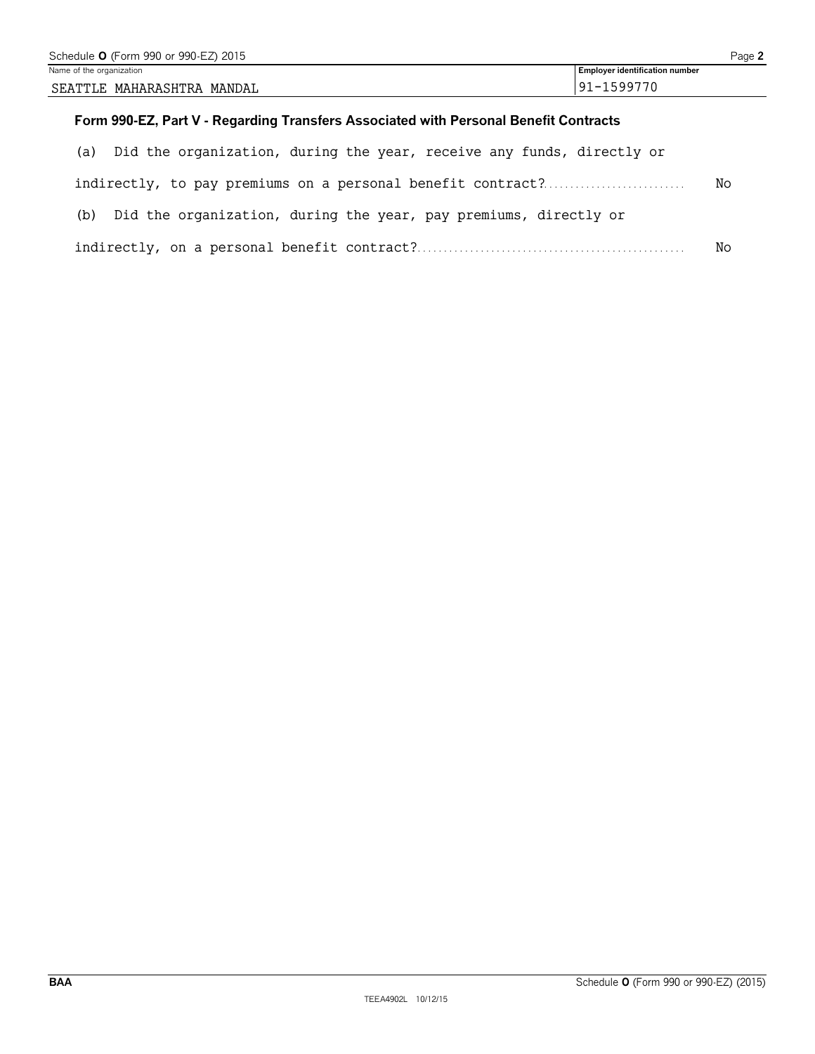Name of the organization: SEATTLE MAHARASHTRA MANDAL

Employer identification number: 91-1599770

### Form 990-EZ, Part V - Regarding Transfers Associated with Personal Benefit Contracts

(a) Did the organization, during the year, receive any funds, directly or indirectly, to pay premiums on a personal benefit contract? .......... No

(b) Did the organization, during the year, pay premiums, directly or indirectly, on a personal benefit contract? .......... No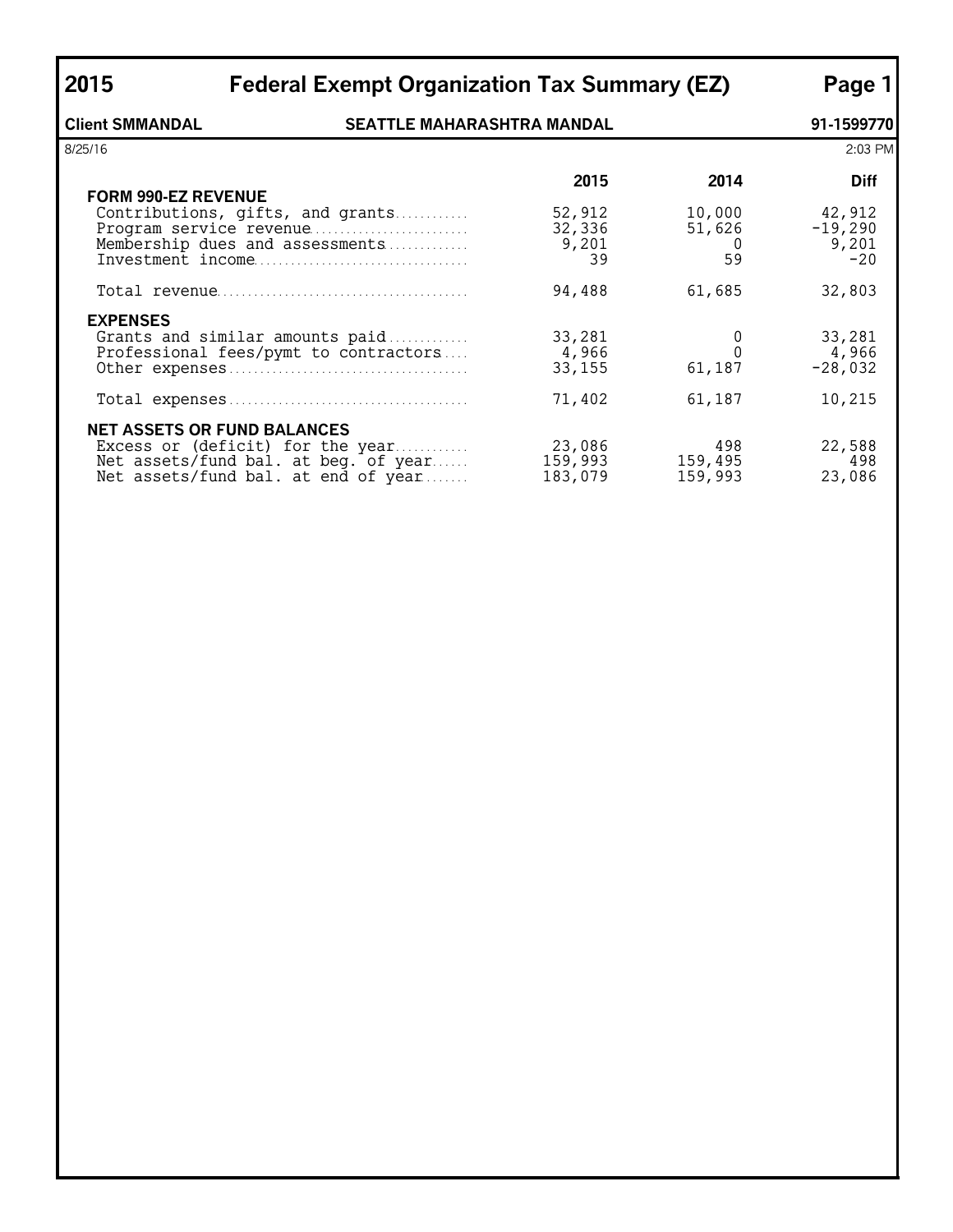# 2015 Federal Exempt Organization Tax Summary (EZ)

**Client SMMANDAL** **SEATTLE MAHARASHTRA MANDAL** **91-1599770**

8/25/16 2:03 PM

| | 2015 | 2014 | Diff |
|---|---|---|---|
| **FORM 990-EZ REVENUE** | | | |
| Contributions, gifts, and grants | 52,912 | 10,000 | 42,912 |
| Program service revenue | 32,336 | 51,626 | -19,290 |
| Membership dues and assessments | 9,201 | 0 | 9,201 |
| Investment income | 39 | 59 | -20 |
| Total revenue | 94,488 | 61,685 | 32,803 |
| **EXPENSES** | | | |
| Grants and similar amounts paid | 33,281 | 0 | 33,281 |
| Professional fees/pymt to contractors | 4,966 | 0 | 4,966 |
| Other expenses | 33,155 | 61,187 | -28,032 |
| Total expenses | 71,402 | 61,187 | 10,215 |
| **NET ASSETS OR FUND BALANCES** | | | |
| Excess or (deficit) for the year | 23,086 | 498 | 22,588 |
| Net assets/fund bal. at beg. of year | 159,993 | 159,495 | 498 |
| Net assets/fund bal. at end of year | 183,079 | 159,993 | 23,086 |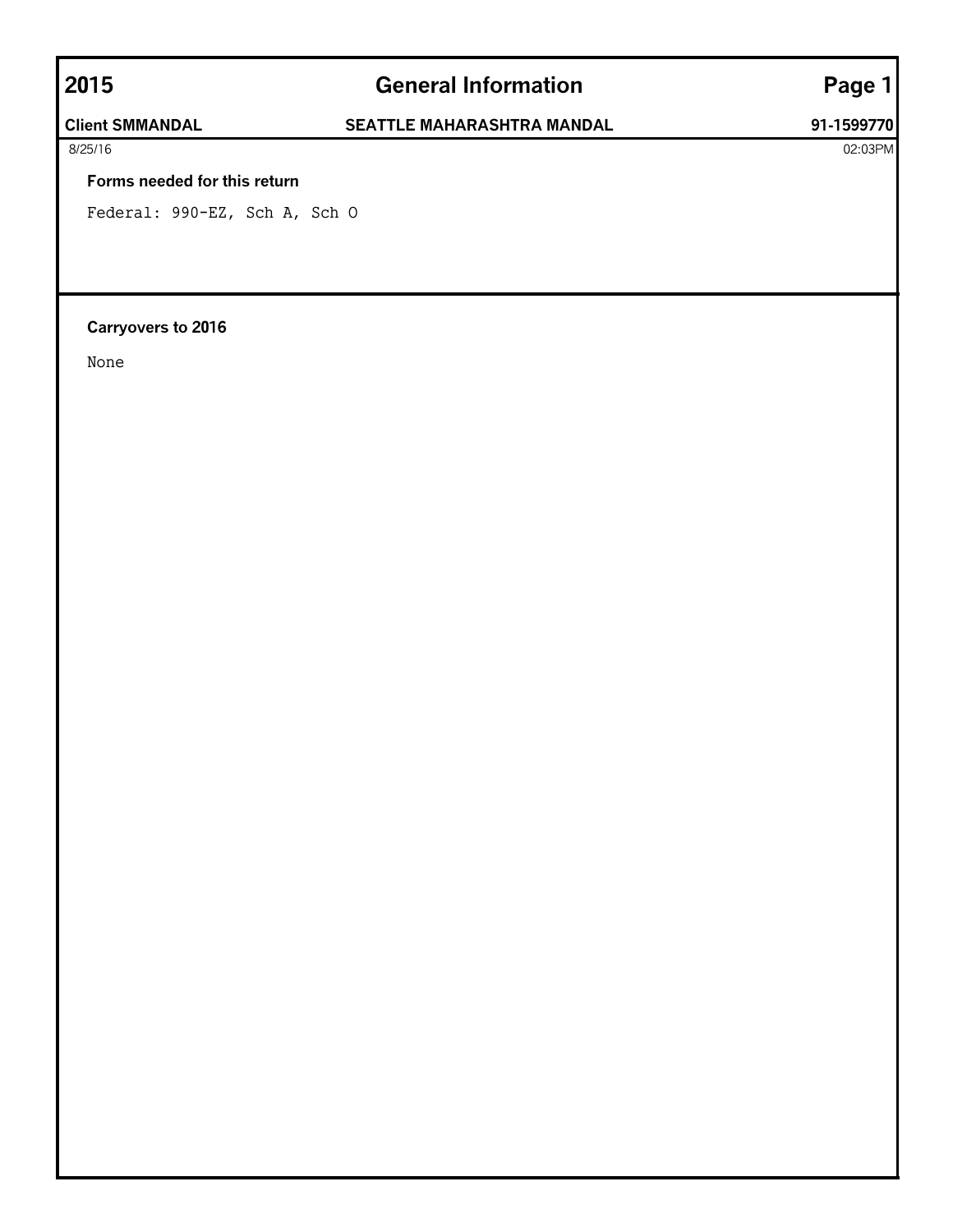# 2015 General Information

**Client SMMANDAL** | **SEATTLE MAHARASHTRA MANDAL** | **91-1599770**

8/25/16 02:03PM

**Forms needed for this return**

Federal: 990-EZ, Sch A, Sch O

**Carryovers to 2016**

None